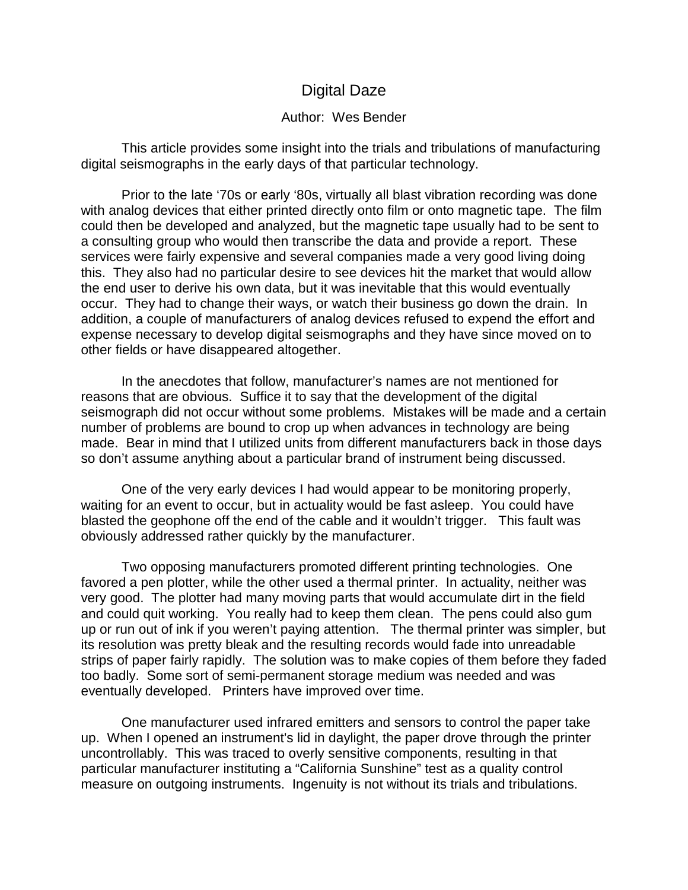# Digital Daze

Author: Wes Bender

This article provides some insight into the trials and tribulations of manufacturing digital seismographs in the early days of that particular technology.

Prior to the late ‘70s or early ‘80s, virtually all blast vibration recording was done with analog devices that either printed directly onto film or onto magnetic tape. The film could then be developed and analyzed, but the magnetic tape usually had to be sent to a consulting group who would then transcribe the data and provide a report. These services were fairly expensive and several companies made a very good living doing this. They also had no particular desire to see devices hit the market that would allow the end user to derive his own data, but it was inevitable that this would eventually occur. They had to change their ways, or watch their business go down the drain. In addition, a couple of manufacturers of analog devices refused to expend the effort and expense necessary to develop digital seismographs and they have since moved on to other fields or have disappeared altogether.

In the anecdotes that follow, manufacturer’s names are not mentioned for reasons that are obvious. Suffice it to say that the development of the digital seismograph did not occur without some problems. Mistakes will be made and a certain number of problems are bound to crop up when advances in technology are being made. Bear in mind that I utilized units from different manufacturers back in those days so don’t assume anything about a particular brand of instrument being discussed.

One of the very early devices I had would appear to be monitoring properly, waiting for an event to occur, but in actuality would be fast asleep. You could have blasted the geophone off the end of the cable and it wouldn’t trigger. This fault was obviously addressed rather quickly by the manufacturer.

Two opposing manufacturers promoted different printing technologies. One favored a pen plotter, while the other used a thermal printer. In actuality, neither was very good. The plotter had many moving parts that would accumulate dirt in the field and could quit working. You really had to keep them clean. The pens could also gum up or run out of ink if you weren’t paying attention. The thermal printer was simpler, but its resolution was pretty bleak and the resulting records would fade into unreadable strips of paper fairly rapidly. The solution was to make copies of them before they faded too badly. Some sort of semi-permanent storage medium was needed and was eventually developed. Printers have improved over time.

One manufacturer used infrared emitters and sensors to control the paper take up. When I opened an instrument's lid in daylight, the paper drove through the printer uncontrollably. This was traced to overly sensitive components, resulting in that particular manufacturer instituting a “California Sunshine” test as a quality control measure on outgoing instruments. Ingenuity is not without its trials and tribulations.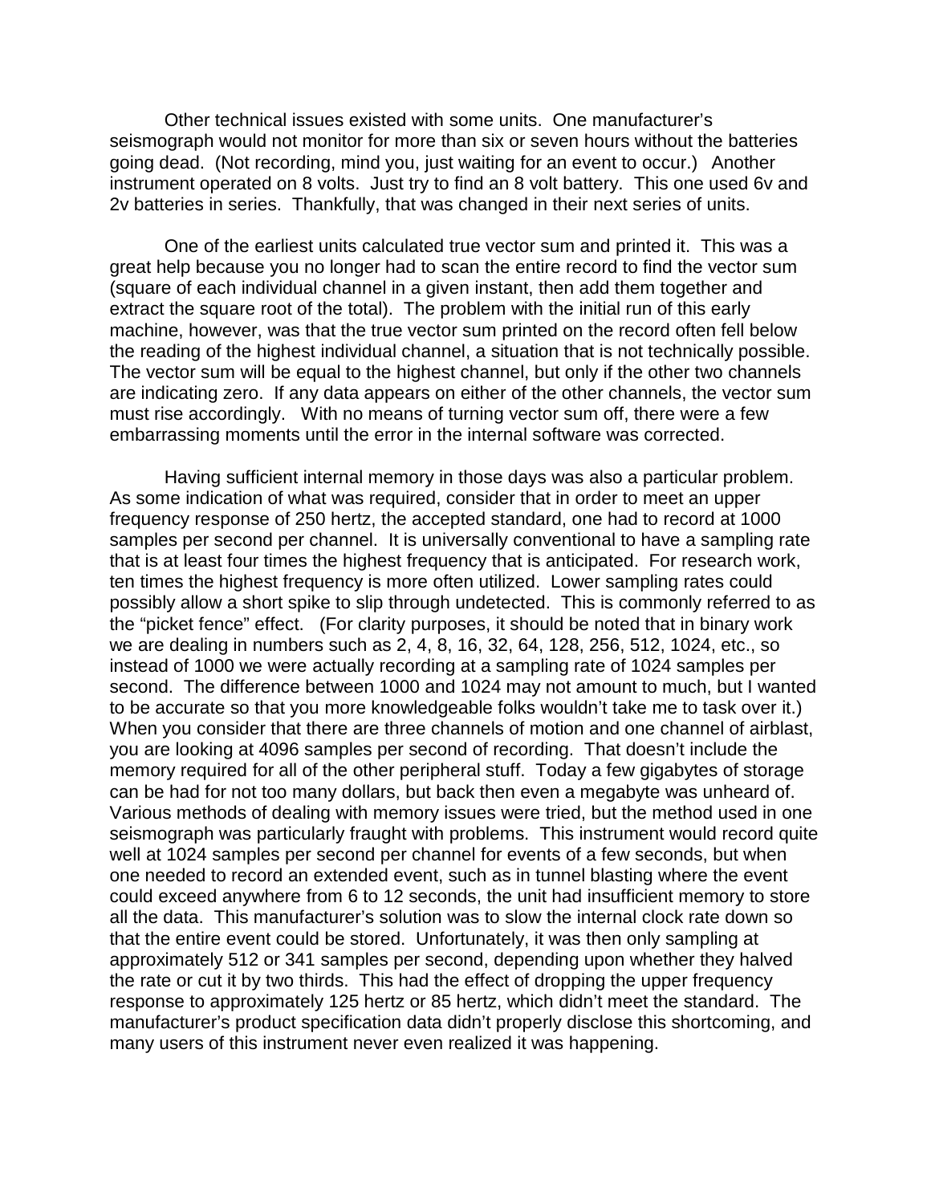Other technical issues existed with some units. One manufacturer's seismograph would not monitor for more than six or seven hours without the batteries going dead. (Not recording, mind you, just waiting for an event to occur.) Another instrument operated on 8 volts. Just try to find an 8 volt battery. This one used 6v and 2v batteries in series. Thankfully, that was changed in their next series of units.

One of the earliest units calculated true vector sum and printed it. This was a great help because you no longer had to scan the entire record to find the vector sum (square of each individual channel in a given instant, then add them together and extract the square root of the total). The problem with the initial run of this early machine, however, was that the true vector sum printed on the record often fell below the reading of the highest individual channel, a situation that is not technically possible. The vector sum will be equal to the highest channel, but only if the other two channels are indicating zero. If any data appears on either of the other channels, the vector sum must rise accordingly. With no means of turning vector sum off, there were a few embarrassing moments until the error in the internal software was corrected.

Having sufficient internal memory in those days was also a particular problem. As some indication of what was required, consider that in order to meet an upper frequency response of 250 hertz, the accepted standard, one had to record at 1000 samples per second per channel. It is universally conventional to have a sampling rate that is at least four times the highest frequency that is anticipated. For research work, ten times the highest frequency is more often utilized. Lower sampling rates could possibly allow a short spike to slip through undetected. This is commonly referred to as the "picket fence" effect. (For clarity purposes, it should be noted that in binary work we are dealing in numbers such as 2, 4, 8, 16, 32, 64, 128, 256, 512, 1024, etc., so instead of 1000 we were actually recording at a sampling rate of 1024 samples per second. The difference between 1000 and 1024 may not amount to much, but I wanted to be accurate so that you more knowledgeable folks wouldn't take me to task over it.) When you consider that there are three channels of motion and one channel of airblast, you are looking at 4096 samples per second of recording. That doesn't include the memory required for all of the other peripheral stuff. Today a few gigabytes of storage can be had for not too many dollars, but back then even a megabyte was unheard of. Various methods of dealing with memory issues were tried, but the method used in one seismograph was particularly fraught with problems. This instrument would record quite well at 1024 samples per second per channel for events of a few seconds, but when one needed to record an extended event, such as in tunnel blasting where the event could exceed anywhere from 6 to 12 seconds, the unit had insufficient memory to store all the data. This manufacturer's solution was to slow the internal clock rate down so that the entire event could be stored. Unfortunately, it was then only sampling at approximately 512 or 341 samples per second, depending upon whether they halved the rate or cut it by two thirds. This had the effect of dropping the upper frequency response to approximately 125 hertz or 85 hertz, which didn't meet the standard. The manufacturer's product specification data didn't properly disclose this shortcoming, and many users of this instrument never even realized it was happening.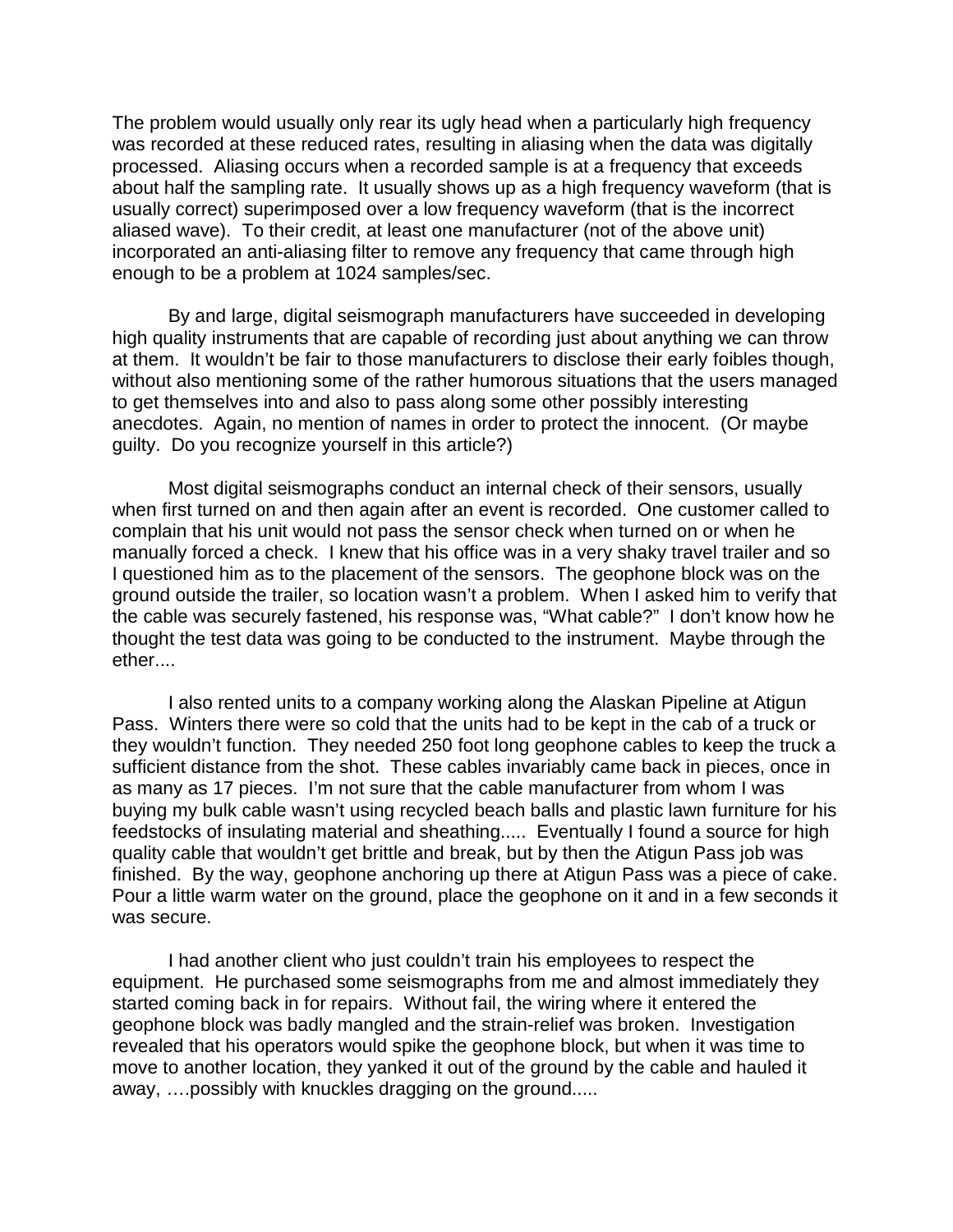The problem would usually only rear its ugly head when a particularly high frequency was recorded at these reduced rates, resulting in aliasing when the data was digitally processed. Aliasing occurs when a recorded sample is at a frequency that exceeds about half the sampling rate. It usually shows up as a high frequency waveform (that is usually correct) superimposed over a low frequency waveform (that is the incorrect aliased wave). To their credit, at least one manufacturer (not of the above unit) incorporated an anti-aliasing filter to remove any frequency that came through high enough to be a problem at 1024 samples/sec.

By and large, digital seismograph manufacturers have succeeded in developing high quality instruments that are capable of recording just about anything we can throw at them. It wouldn't be fair to those manufacturers to disclose their early foibles though, without also mentioning some of the rather humorous situations that the users managed to get themselves into and also to pass along some other possibly interesting anecdotes. Again, no mention of names in order to protect the innocent. (Or maybe guilty. Do you recognize yourself in this article?)

Most digital seismographs conduct an internal check of their sensors, usually when first turned on and then again after an event is recorded. One customer called to complain that his unit would not pass the sensor check when turned on or when he manually forced a check. I knew that his office was in a very shaky travel trailer and so I questioned him as to the placement of the sensors. The geophone block was on the ground outside the trailer, so location wasn't a problem. When I asked him to verify that the cable was securely fastened, his response was, "What cable?" I don't know how he thought the test data was going to be conducted to the instrument. Maybe through the ether....

I also rented units to a company working along the Alaskan Pipeline at Atigun Pass. Winters there were so cold that the units had to be kept in the cab of a truck or they wouldn't function. They needed 250 foot long geophone cables to keep the truck a sufficient distance from the shot. These cables invariably came back in pieces, once in as many as 17 pieces. I'm not sure that the cable manufacturer from whom I was buying my bulk cable wasn't using recycled beach balls and plastic lawn furniture for his feedstocks of insulating material and sheathing..... Eventually I found a source for high quality cable that wouldn't get brittle and break, but by then the Atigun Pass job was finished. By the way, geophone anchoring up there at Atigun Pass was a piece of cake. Pour a little warm water on the ground, place the geophone on it and in a few seconds it was secure.

I had another client who just couldn't train his employees to respect the equipment. He purchased some seismographs from me and almost immediately they started coming back in for repairs. Without fail, the wiring where it entered the geophone block was badly mangled and the strain-relief was broken. Investigation revealed that his operators would spike the geophone block, but when it was time to move to another location, they yanked it out of the ground by the cable and hauled it away, ….possibly with knuckles dragging on the ground.....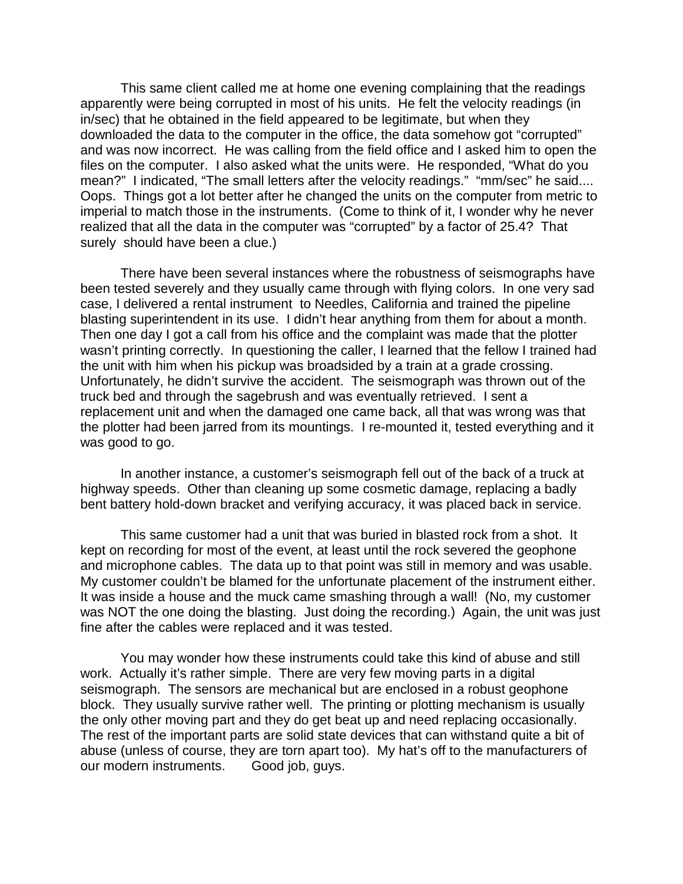This same client called me at home one evening complaining that the readings apparently were being corrupted in most of his units. He felt the velocity readings (in in/sec) that he obtained in the field appeared to be legitimate, but when they downloaded the data to the computer in the office, the data somehow got "corrupted" and was now incorrect. He was calling from the field office and I asked him to open the files on the computer. I also asked what the units were. He responded, "What do you mean?" I indicated, "The small letters after the velocity readings." "mm/sec" he said.... Oops. Things got a lot better after he changed the units on the computer from metric to imperial to match those in the instruments. (Come to think of it, I wonder why he never realized that all the data in the computer was "corrupted" by a factor of 25.4? That surely should have been a clue.)

There have been several instances where the robustness of seismographs have been tested severely and they usually came through with flying colors. In one very sad case, I delivered a rental instrument to Needles, California and trained the pipeline blasting superintendent in its use. I didn't hear anything from them for about a month. Then one day I got a call from his office and the complaint was made that the plotter wasn't printing correctly. In questioning the caller, I learned that the fellow I trained had the unit with him when his pickup was broadsided by a train at a grade crossing. Unfortunately, he didn't survive the accident. The seismograph was thrown out of the truck bed and through the sagebrush and was eventually retrieved. I sent a replacement unit and when the damaged one came back, all that was wrong was that the plotter had been jarred from its mountings. I re-mounted it, tested everything and it was good to go.

In another instance, a customer's seismograph fell out of the back of a truck at highway speeds. Other than cleaning up some cosmetic damage, replacing a badly bent battery hold-down bracket and verifying accuracy, it was placed back in service.

This same customer had a unit that was buried in blasted rock from a shot. It kept on recording for most of the event, at least until the rock severed the geophone and microphone cables. The data up to that point was still in memory and was usable. My customer couldn't be blamed for the unfortunate placement of the instrument either. It was inside a house and the muck came smashing through a wall! (No, my customer was NOT the one doing the blasting. Just doing the recording.) Again, the unit was just fine after the cables were replaced and it was tested.

You may wonder how these instruments could take this kind of abuse and still work. Actually it's rather simple. There are very few moving parts in a digital seismograph. The sensors are mechanical but are enclosed in a robust geophone block. They usually survive rather well. The printing or plotting mechanism is usually the only other moving part and they do get beat up and need replacing occasionally. The rest of the important parts are solid state devices that can withstand quite a bit of abuse (unless of course, they are torn apart too). My hat's off to the manufacturers of our modern instruments. Good job, guys.